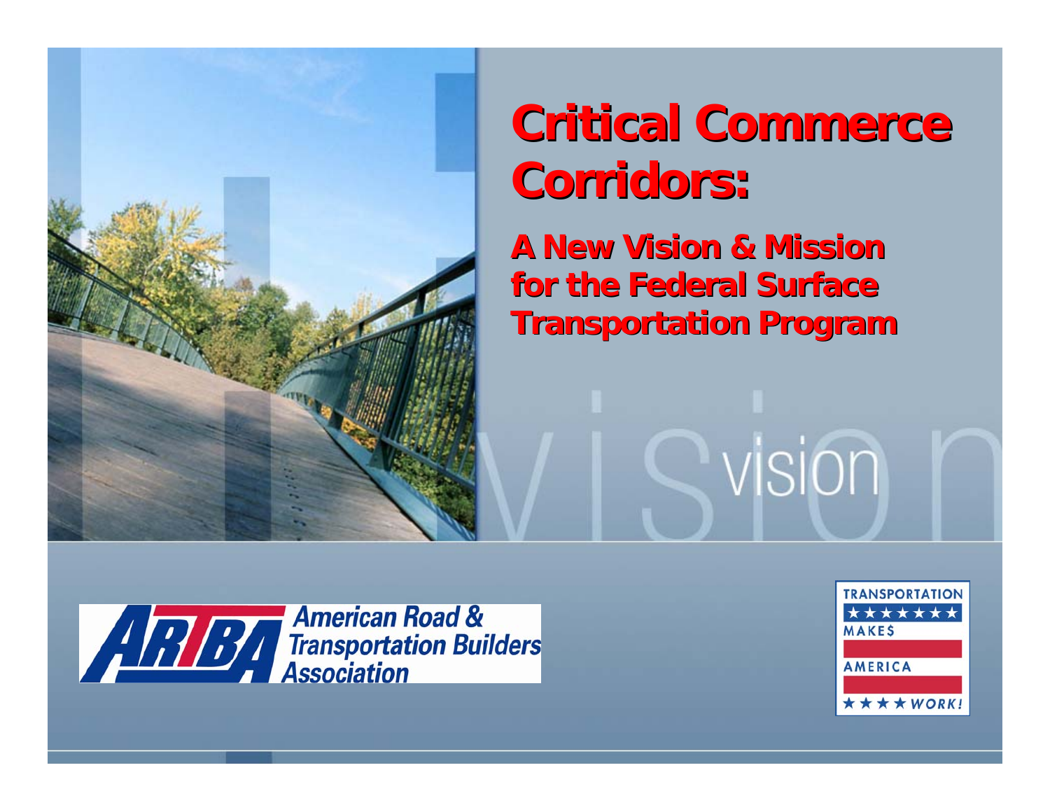# Critical Commerce Corridors:

## A New Vision & Mission for the Federal Surface Transportation Program

vision

American Road & Transportation Builders Association

TRANSPORTATION MAKE$ AMERICA WORK!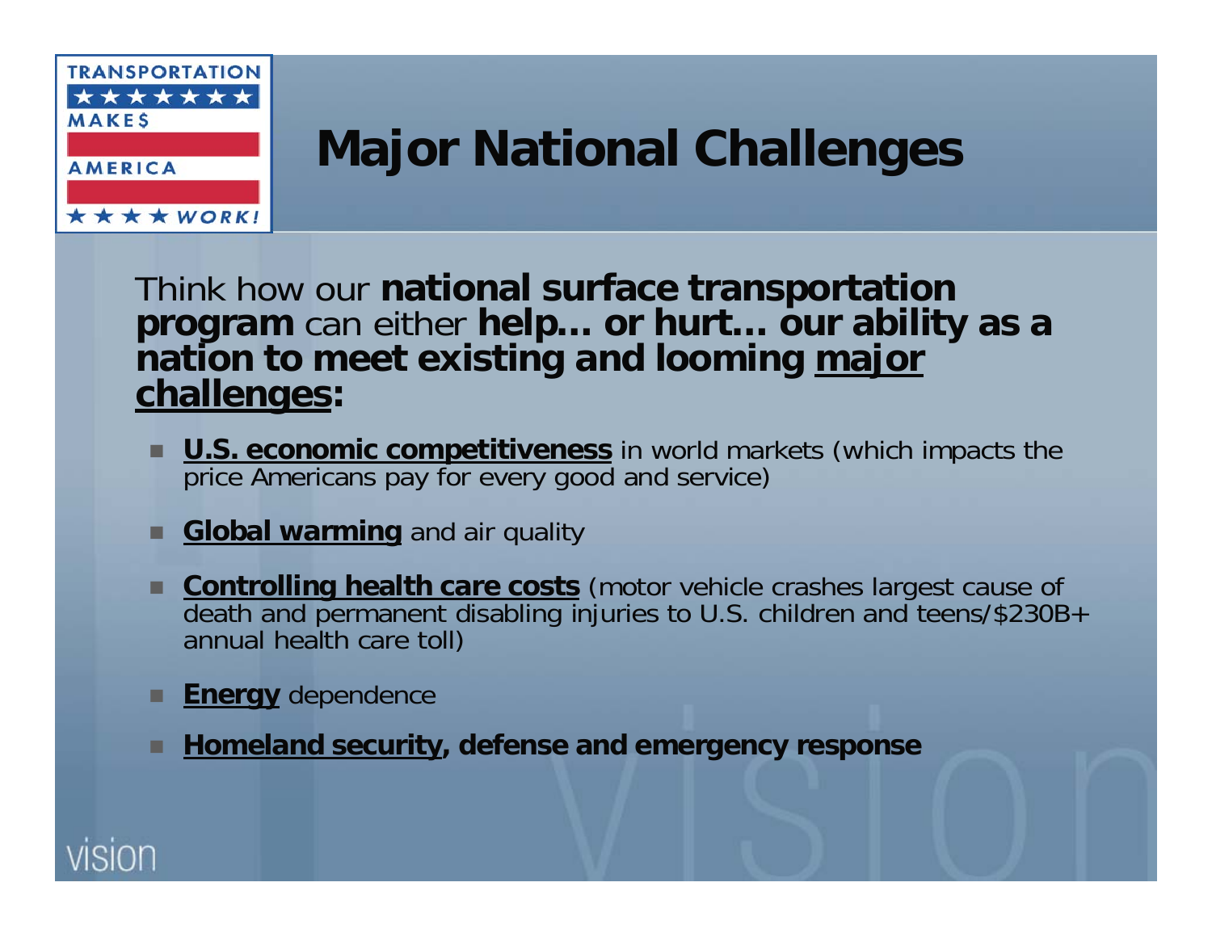# Major National Challenges

Think how our **national surface transportation program** can either **help… or hurt… our ability as a nation to meet existing and looming major challenges:**

- **U.S. economic competitiveness** in world markets (which impacts the price Americans pay for every good and service)
- **Global warming** and air quality
- **Controlling health care costs** (motor vehicle crashes largest cause of death and permanent disabling injuries to U.S. children and teens/$230B+ annual health care toll)
- **Energy** dependence
- **Homeland security, defense and emergency response**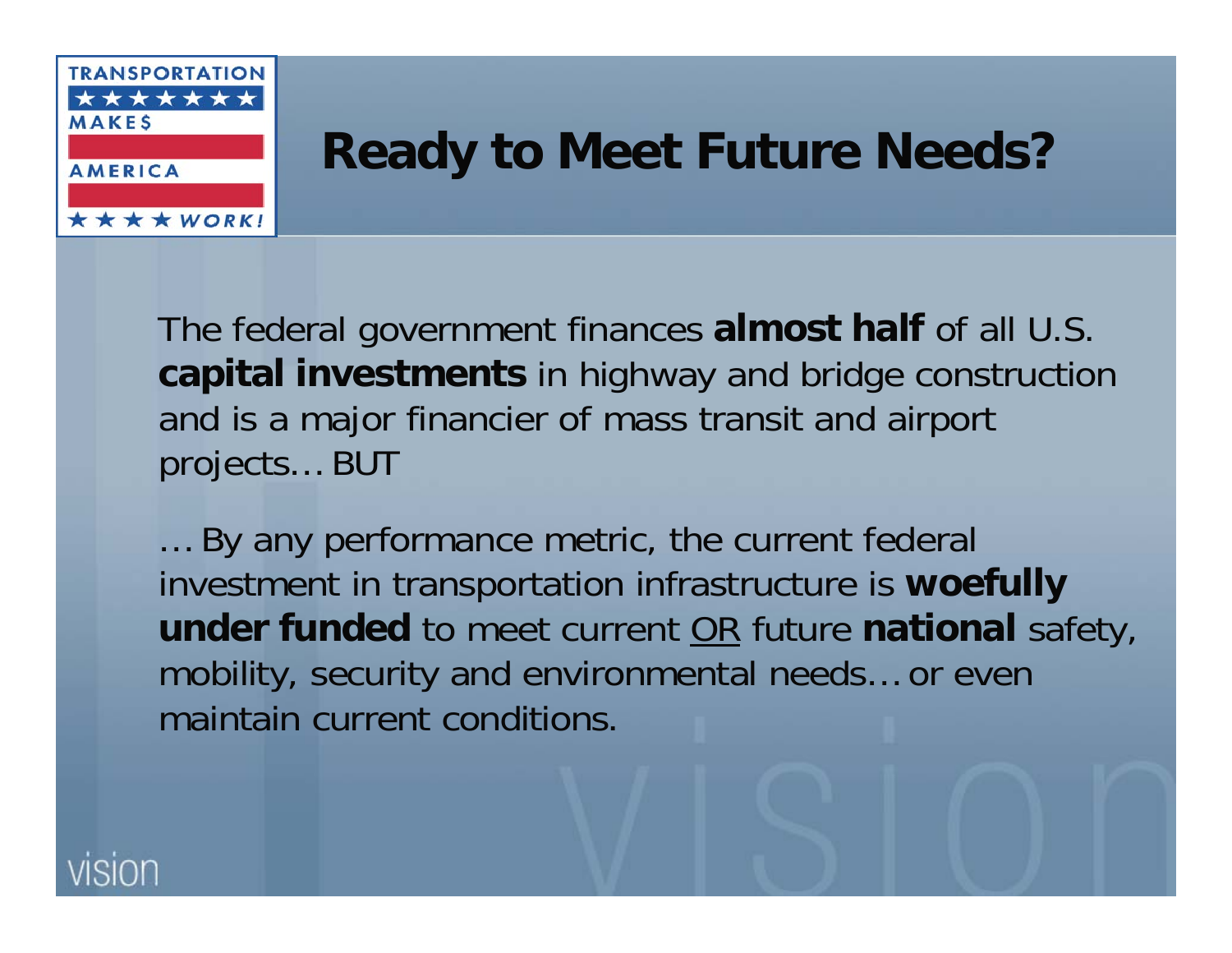# Ready to Meet Future Needs?

The federal government finances **almost half** of all U.S. **capital investments** in highway and bridge construction and is a major financier of mass transit and airport projects… BUT

… By any performance metric, the current federal investment in transportation infrastructure is **woefully under funded** to meet current <u>OR</u> future **national** safety, mobility, security and environmental needs… or even maintain current conditions.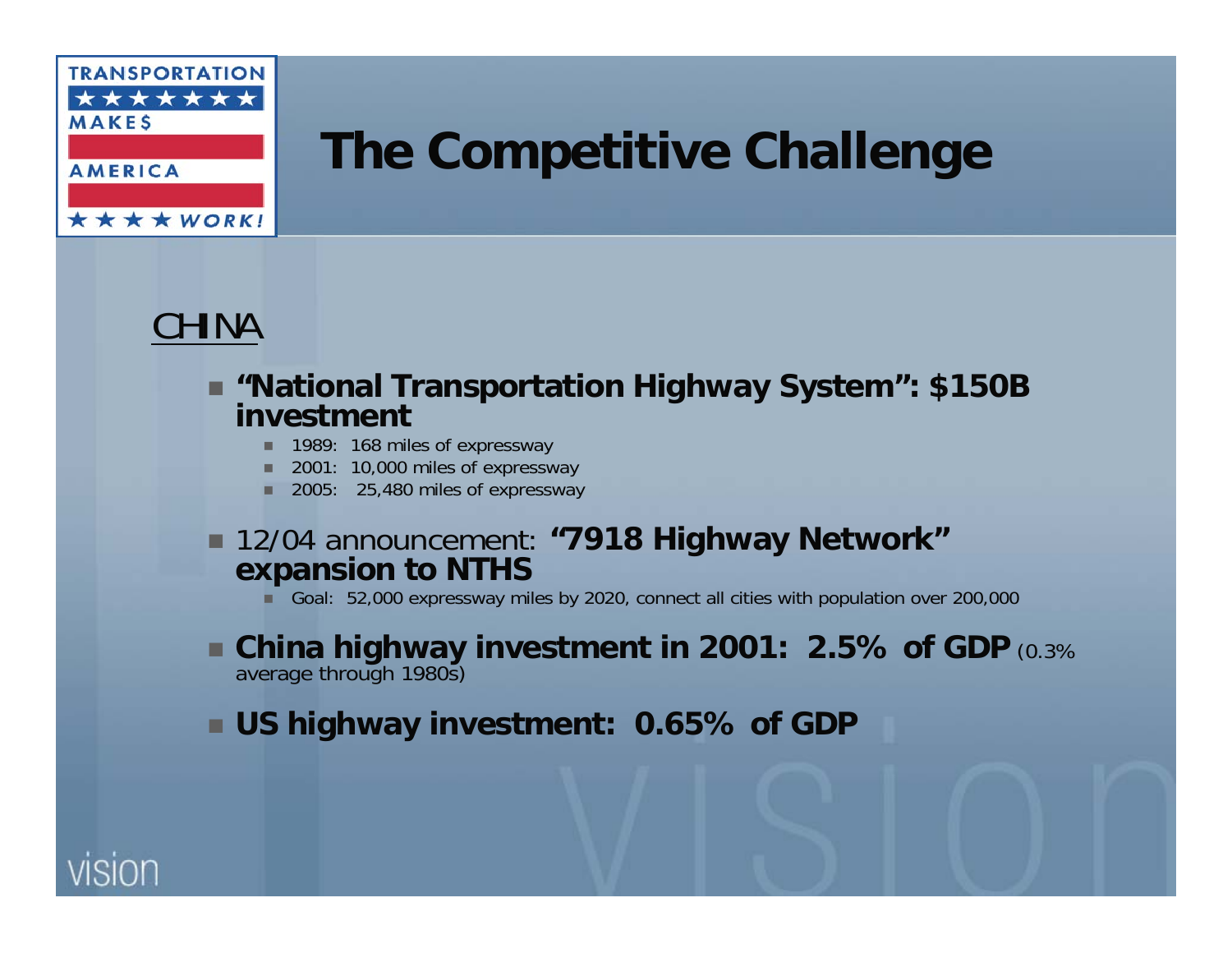# The Competitive Challenge

## CHINA

- **"National Transportation Highway System": $150B investment**
  - 1989: 168 miles of expressway
  - 2001: 10,000 miles of expressway
  - 2005: 25,480 miles of expressway
- 12/04 announcement: **"7918 Highway Network" expansion to NTHS**
  - Goal: 52,000 expressway miles by 2020, connect all cities with population over 200,000
- **China highway investment in 2001: 2.5% of GDP** (0.3% average through 1980s)
- **US highway investment: 0.65% of GDP**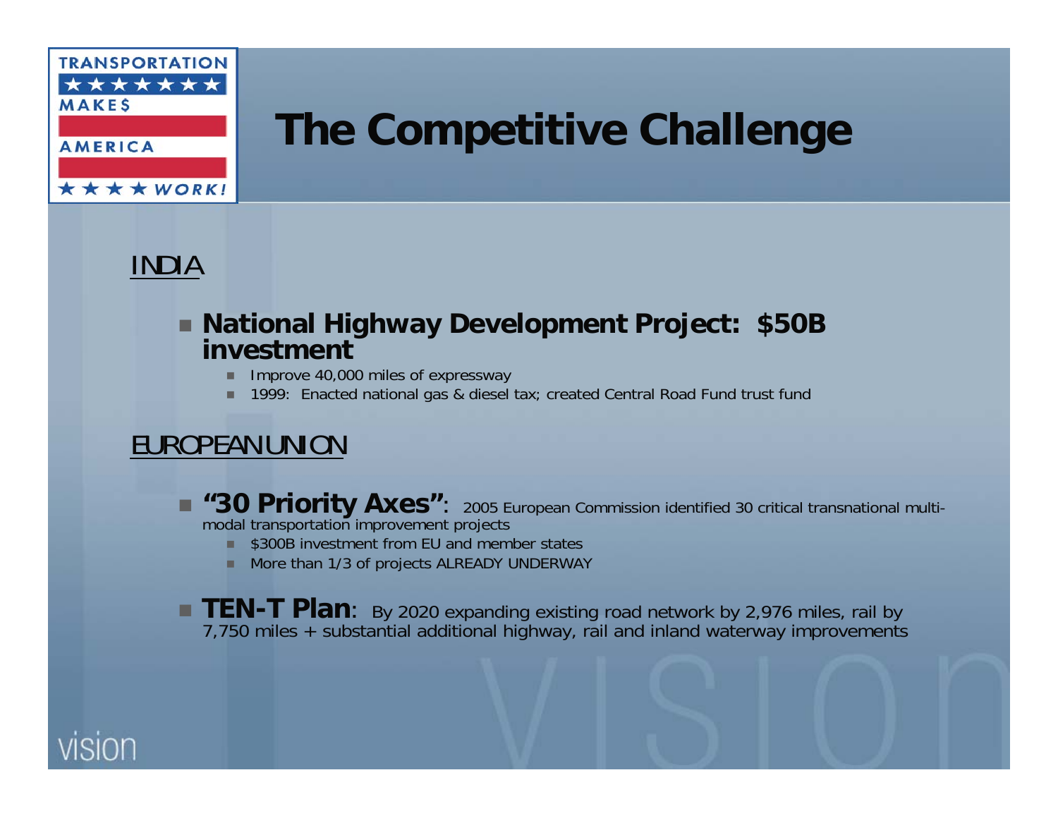# The Competitive Challenge

## INDIA

- **National Highway Development Project: $50B investment**
  - Improve 40,000 miles of expressway
  - 1999: Enacted national gas & diesel tax; created Central Road Fund trust fund

## EUROPEAN UNION

- **"30 Priority Axes"**: 2005 European Commission identified 30 critical transnational multi-modal transportation improvement projects
  - $300B investment from EU and member states
  - More than 1/3 of projects ALREADY UNDERWAY
- **TEN-T Plan**: By 2020 expanding existing road network by 2,976 miles, rail by 7,750 miles + substantial additional highway, rail and inland waterway improvements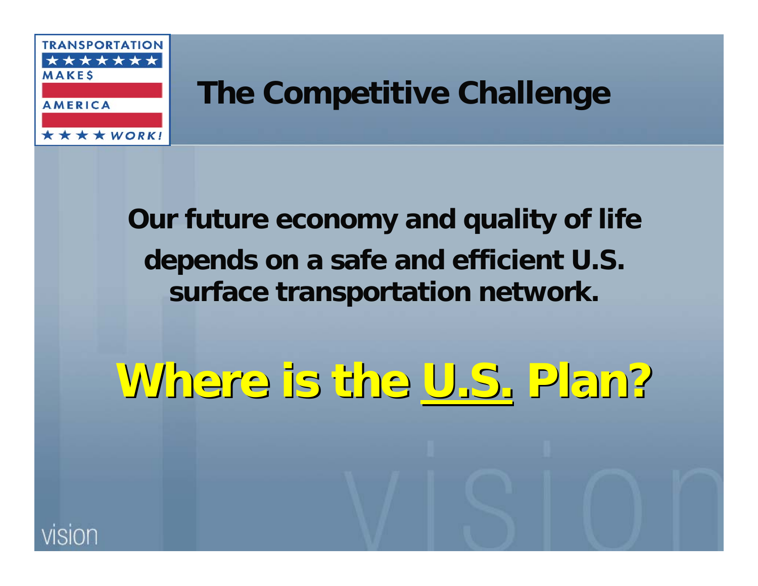# The Competitive Challenge

**Our future economy and quality of life depends on a safe and efficient U.S. surface transportation network.**

**Where is the U.S. Plan?**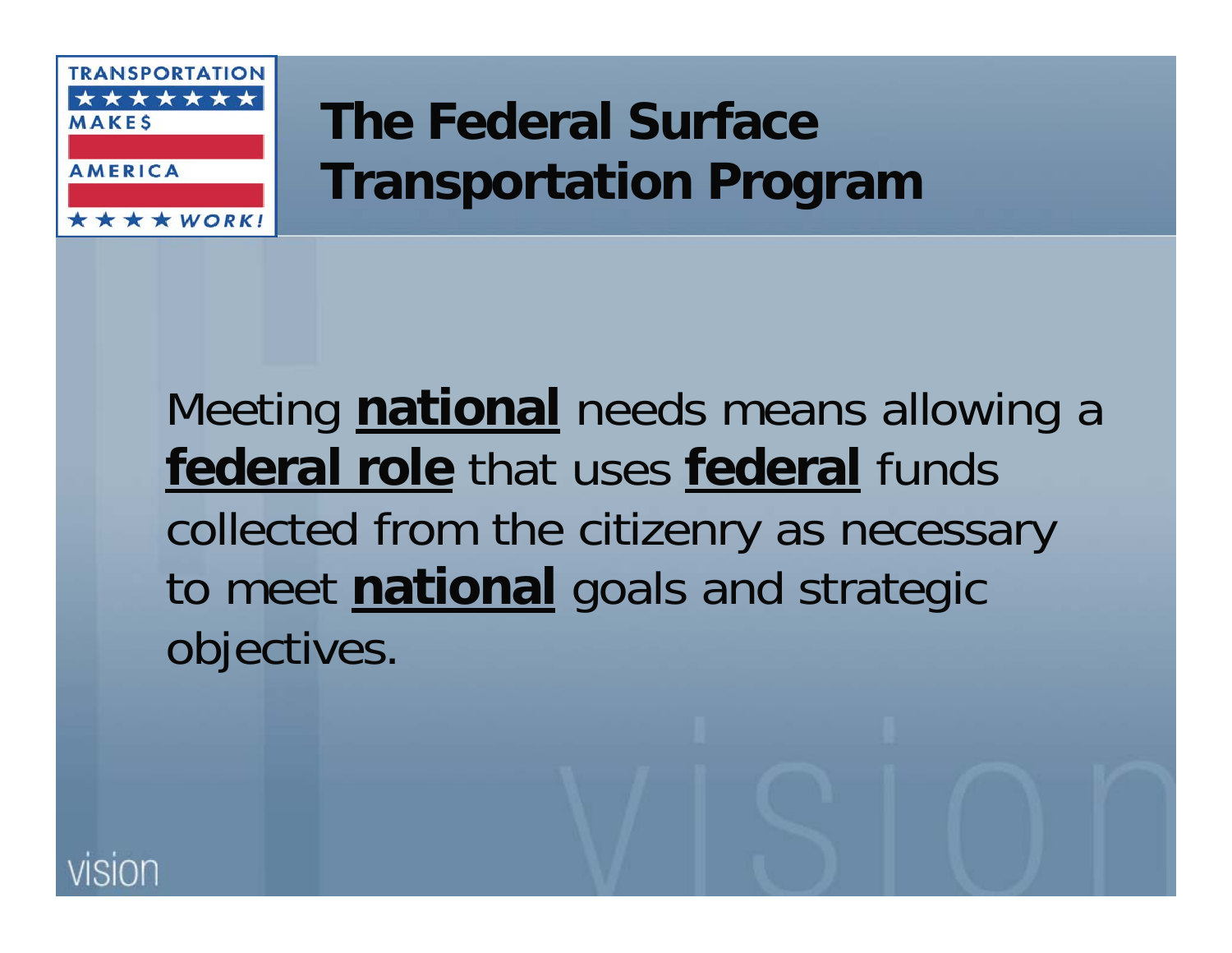# The Federal Surface Transportation Program

Meeting **national** needs means allowing a **federal role** that uses **federal** funds collected from the citizenry as necessary to meet **national** goals and strategic objectives.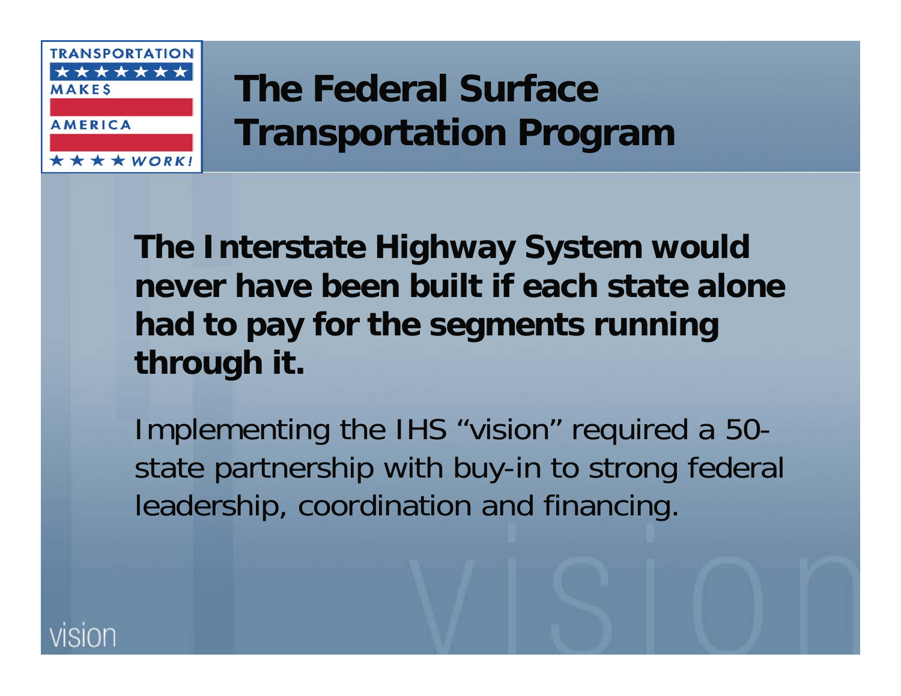# The Federal Surface Transportation Program

**The Interstate Highway System would never have been built if each state alone had to pay for the segments running through it.**

Implementing the IHS "vision" required a 50-state partnership with buy-in to strong federal leadership, coordination and financing.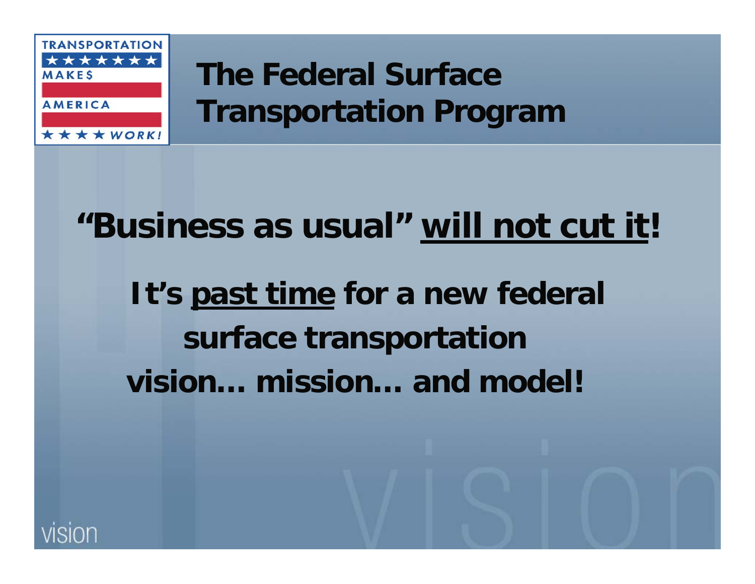# The Federal Surface Transportation Program

**"Business as usual" <u>will not cut it</u>!**

**It's <u>past time</u> for a new federal surface transportation vision… mission… and model!**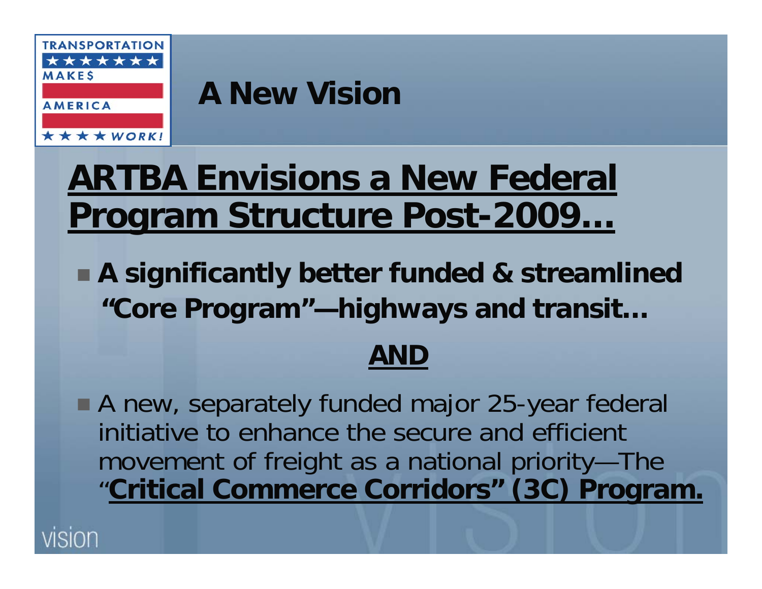# A New Vision

## ARTBA Envisions a New Federal Program Structure Post-2009…

- **A significantly better funded & streamlined "Core Program"—highways and transit…**

**AND**

- A new, separately funded major 25-year federal initiative to enhance the secure and efficient movement of freight as a national priority—The "**Critical Commerce Corridors" (3C) Program.**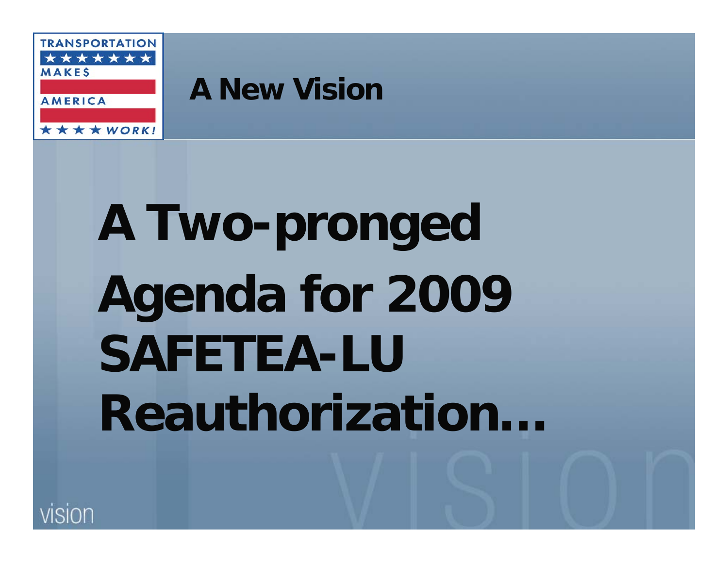# A New Vision

# A Two-pronged Agenda for 2009 SAFETEA-LU Reauthorization…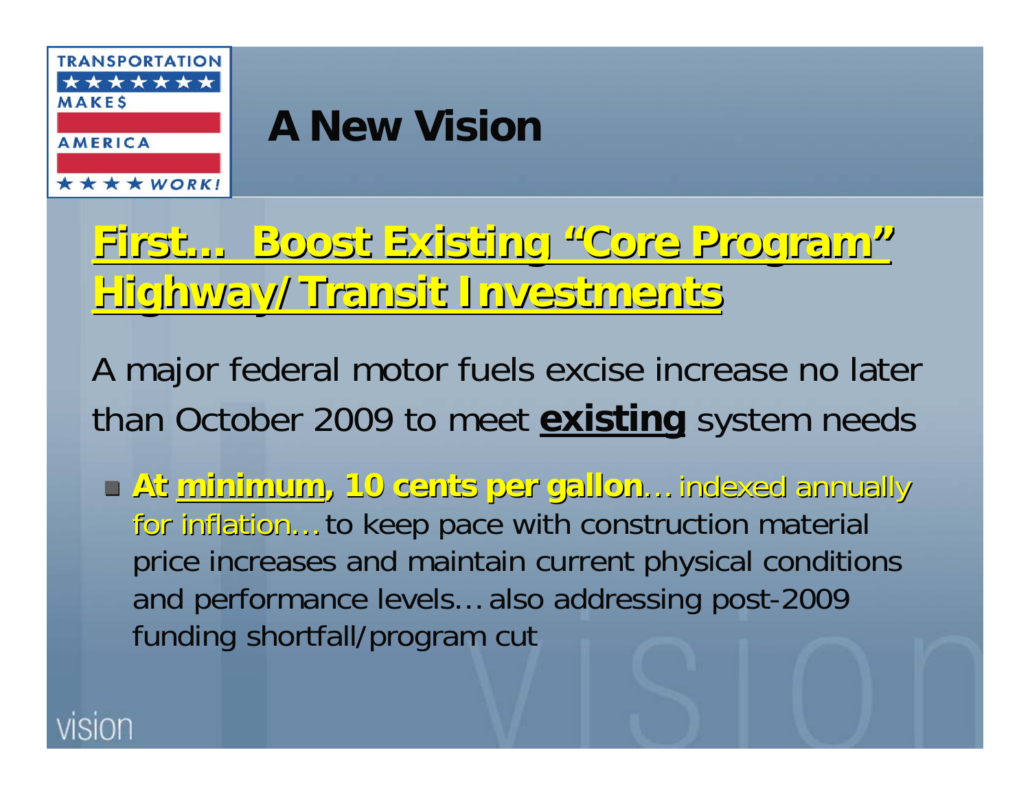# A New Vision

## First… Boost Existing "Core Program" Highway/Transit Investments

A major federal motor fuels excise increase no later than October 2009 to meet **existing** system needs

- **At minimum, 10 cents per gallon**… indexed annually for inflation… to keep pace with construction material price increases and maintain current physical conditions and performance levels… also addressing post-2009 funding shortfall/program cut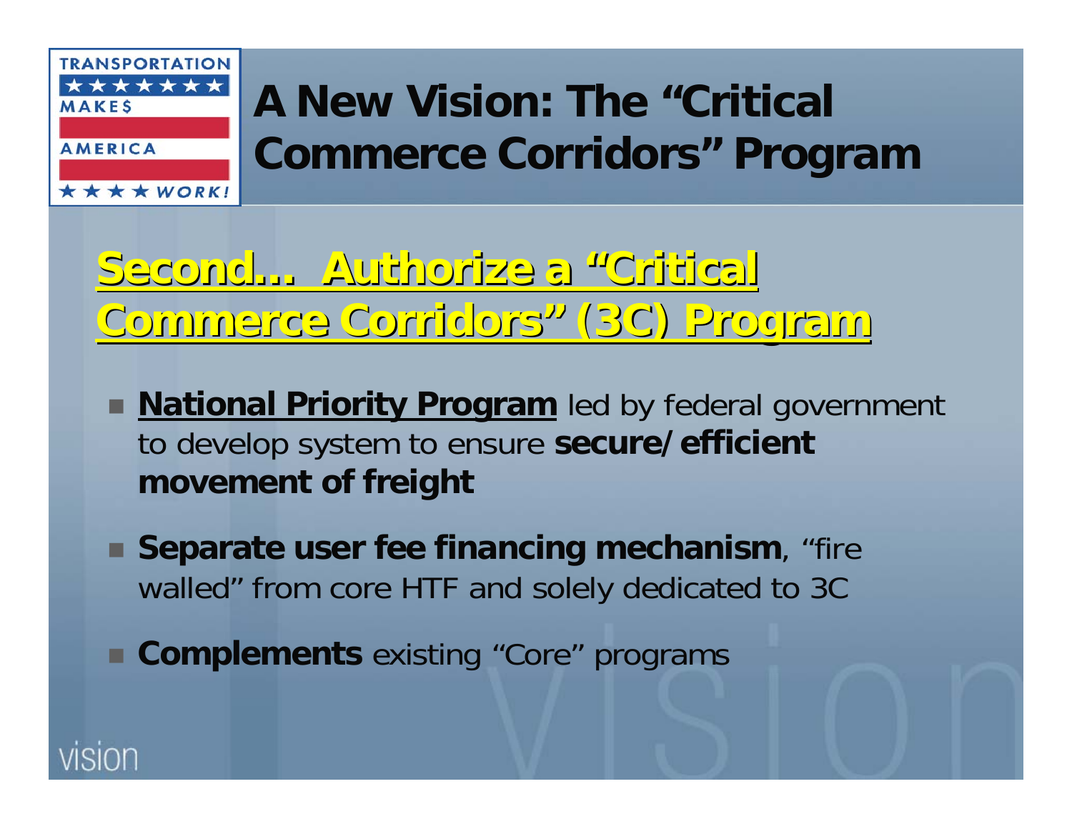# A New Vision: The "Critical Commerce Corridors" Program

## Second… Authorize a "Critical Commerce Corridors" (3C) Program

- **National Priority Program** led by federal government to develop system to ensure **secure/efficient movement of freight**
- **Separate user fee financing mechanism**, "fire walled" from core HTF and solely dedicated to 3C
- **Complements** existing "Core" programs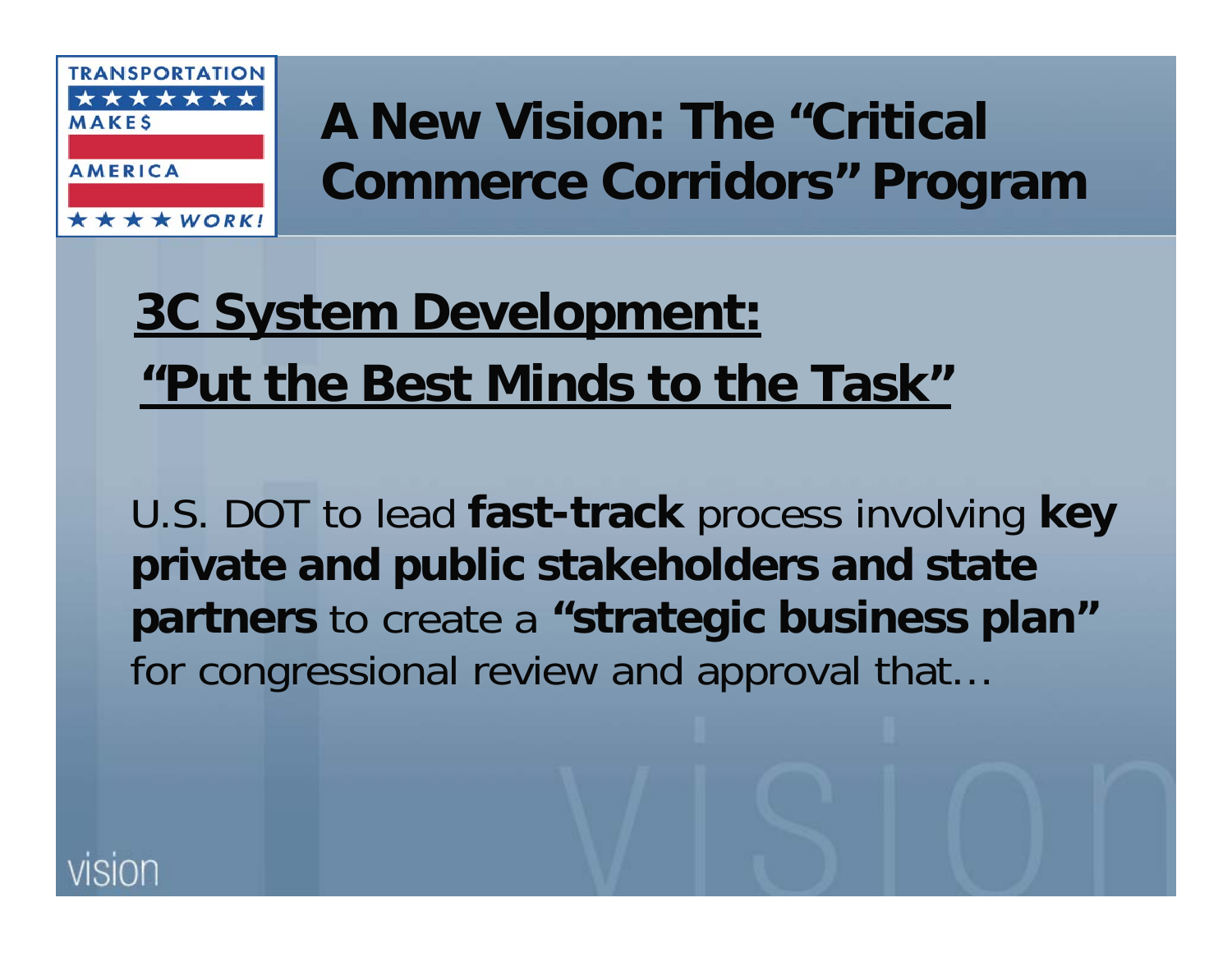# A New Vision: The "Critical Commerce Corridors" Program

## 3C System Development: "Put the Best Minds to the Task"

U.S. DOT to lead **fast-track** process involving **key private and public stakeholders and state partners** to create a **"strategic business plan"** for congressional review and approval that…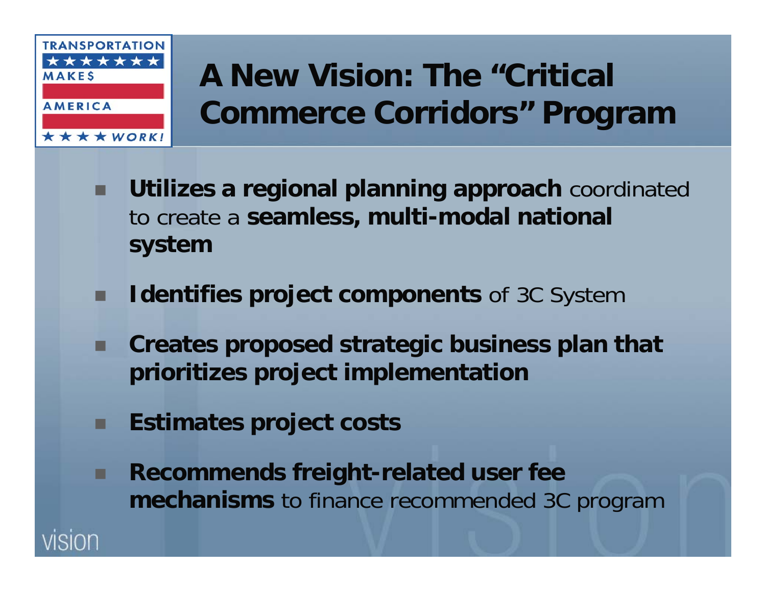# A New Vision: The "Critical Commerce Corridors" Program

- **Utilizes a regional planning approach** coordinated to create a **seamless, multi-modal national system**
- **Identifies project components** of 3C System
- **Creates proposed strategic business plan that prioritizes project implementation**
- **Estimates project costs**
- **Recommends freight-related user fee mechanisms** to finance recommended 3C program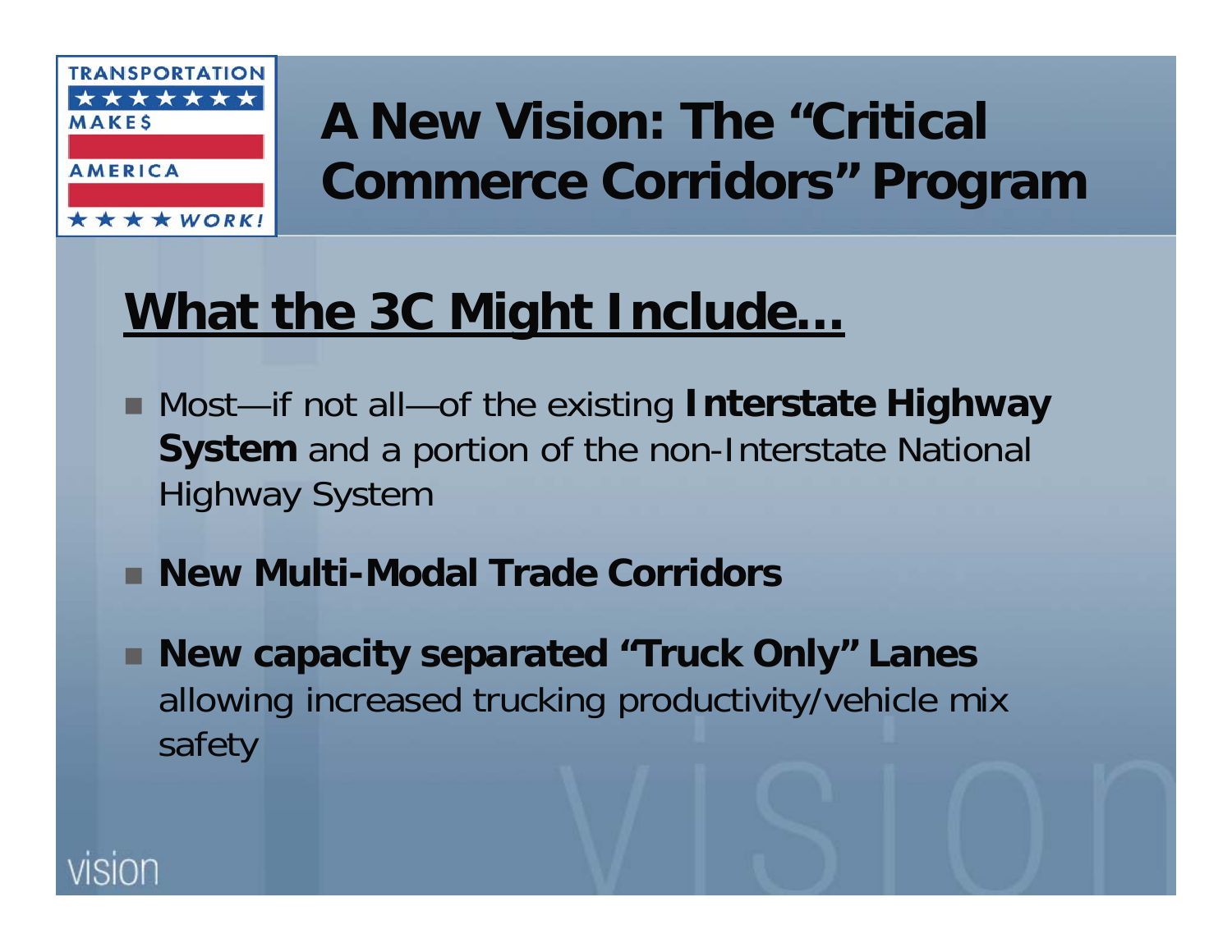# A New Vision: The "Critical Commerce Corridors" Program

## What the 3C Might Include…

- Most—if not all—of the existing **Interstate Highway System** and a portion of the non-Interstate National Highway System
- **New Multi-Modal Trade Corridors**
- **New capacity separated "Truck Only" Lanes** allowing increased trucking productivity/vehicle mix safety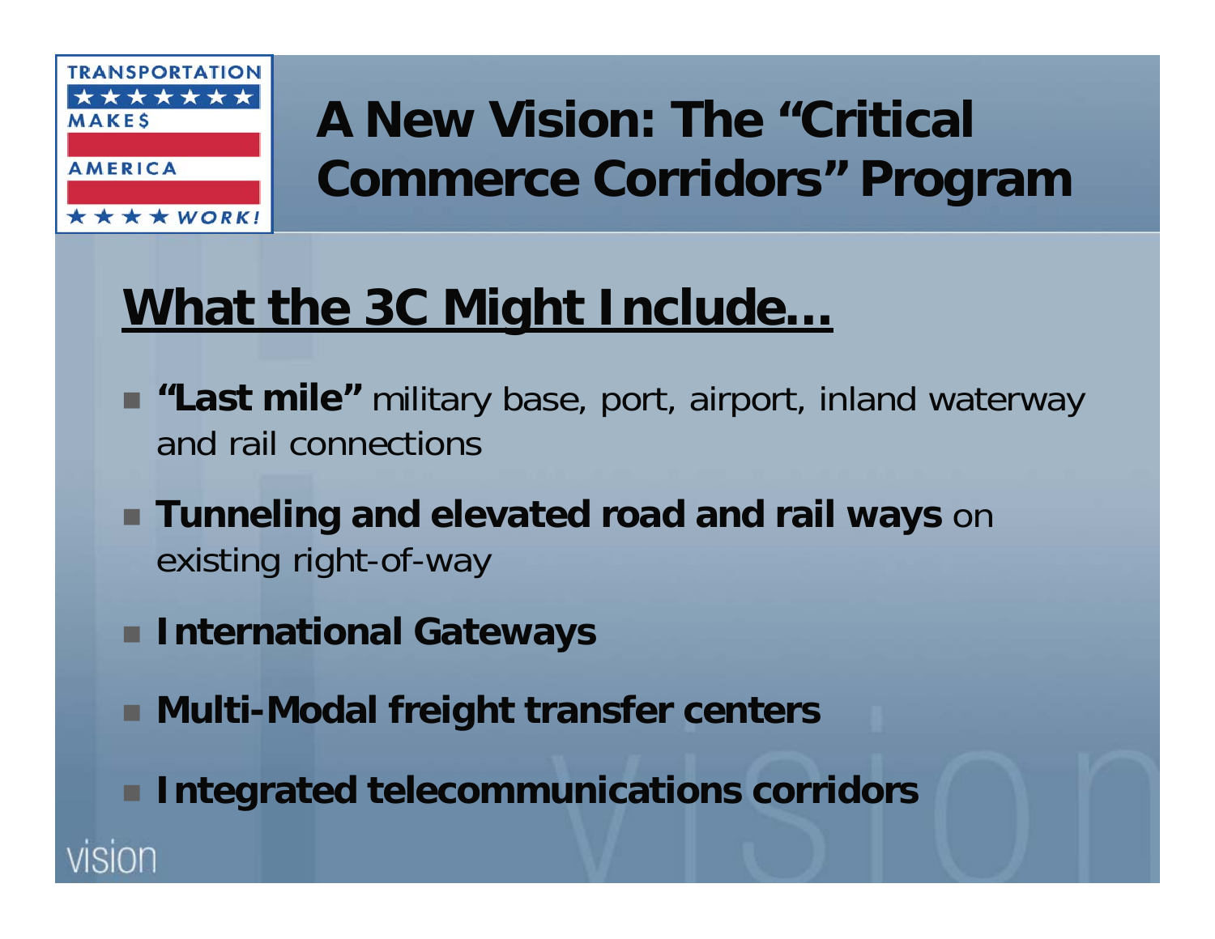# A New Vision: The “Critical Commerce Corridors” Program

## What the 3C Might Include…

- **“Last mile”** military base, port, airport, inland waterway and rail connections
- **Tunneling and elevated road and rail ways** on existing right-of-way
- **International Gateways**
- **Multi-Modal freight transfer centers**
- **Integrated telecommunications corridors**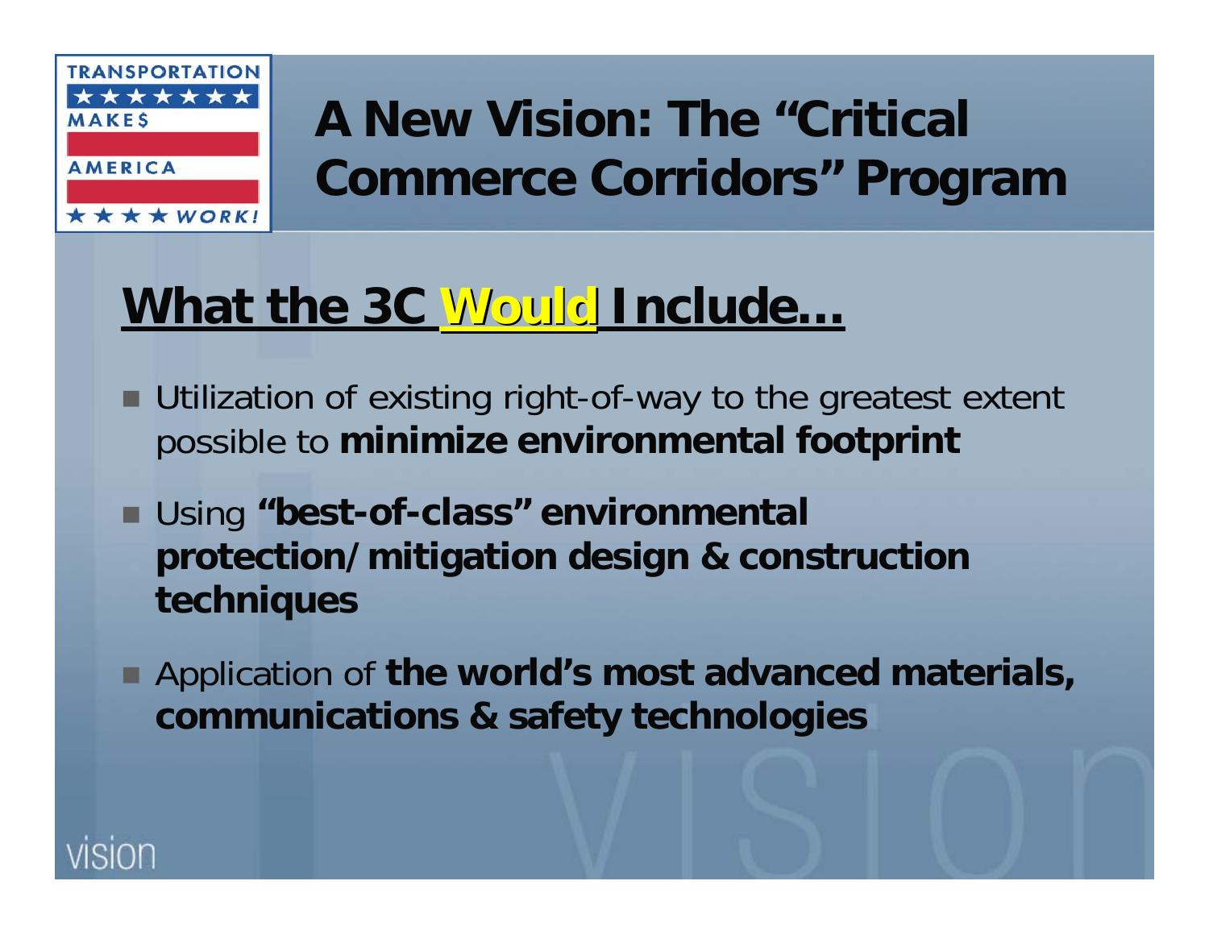# A New Vision: The "Critical Commerce Corridors" Program

## What the 3C Would Include…

- Utilization of existing right-of-way to the greatest extent possible to **minimize environmental footprint**
- Using **"best-of-class" environmental protection/mitigation design & construction techniques**
- Application of **the world's most advanced materials, communications & safety technologies**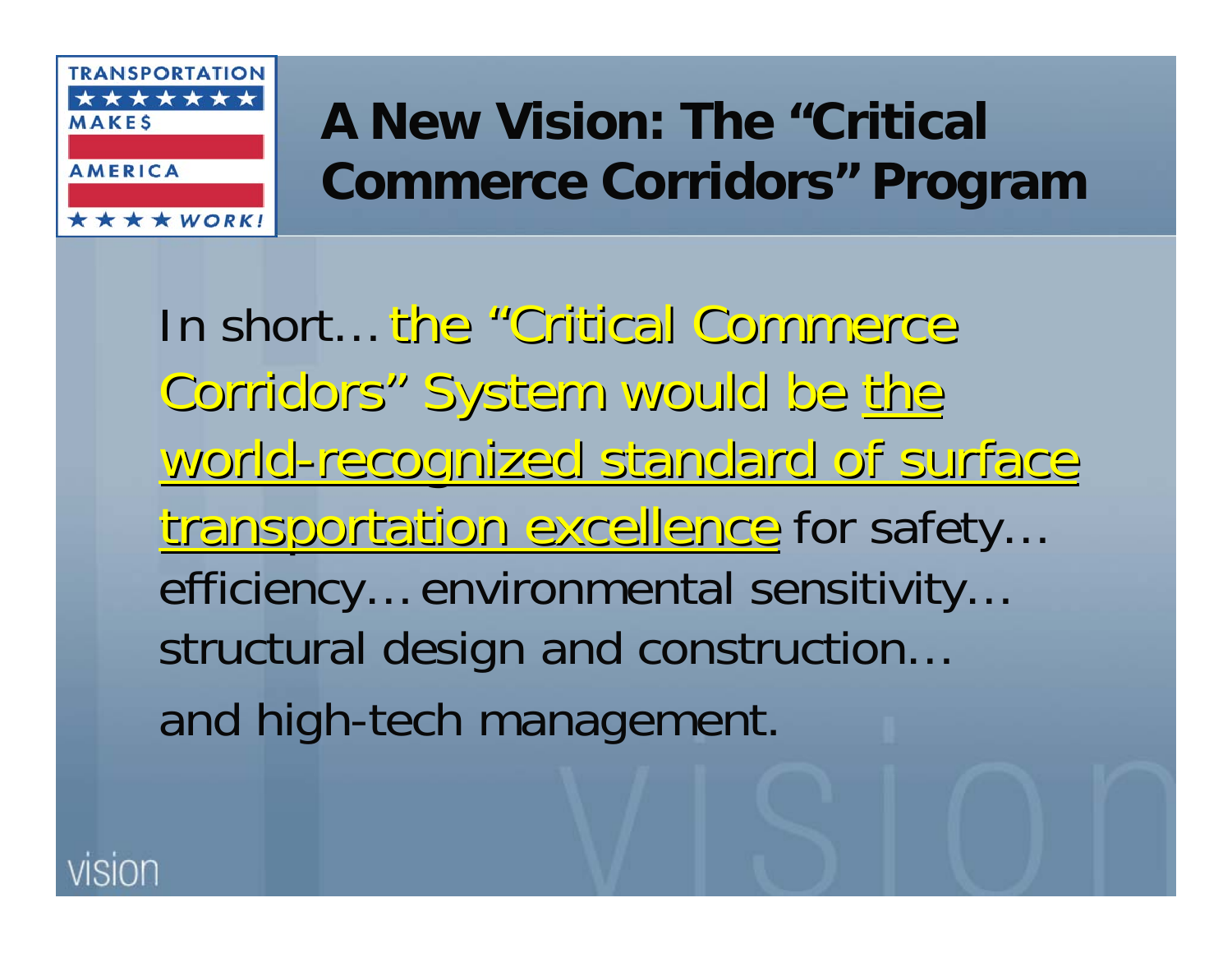# A New Vision: The "Critical Commerce Corridors" Program

In short… the "Critical Commerce Corridors" System would be the world-recognized standard of surface transportation excellence for safety… efficiency… environmental sensitivity… structural design and construction… and high-tech management.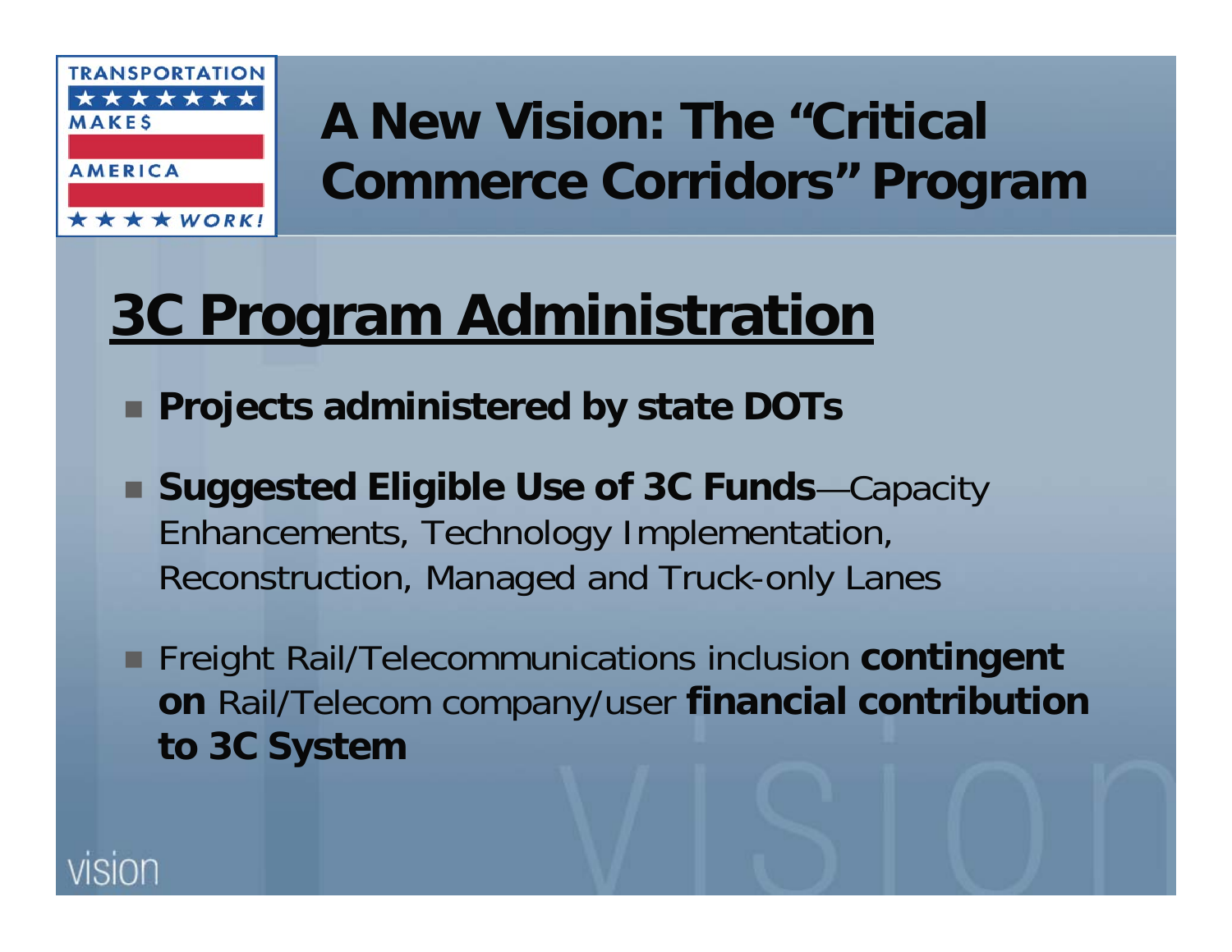# A New Vision: The "Critical Commerce Corridors" Program

## 3C Program Administration

- **Projects administered by state DOTs**
- **Suggested Eligible Use of 3C Funds**—Capacity Enhancements, Technology Implementation, Reconstruction, Managed and Truck-only Lanes
- Freight Rail/Telecommunications inclusion **contingent on** Rail/Telecom company/user **financial contribution to 3C System**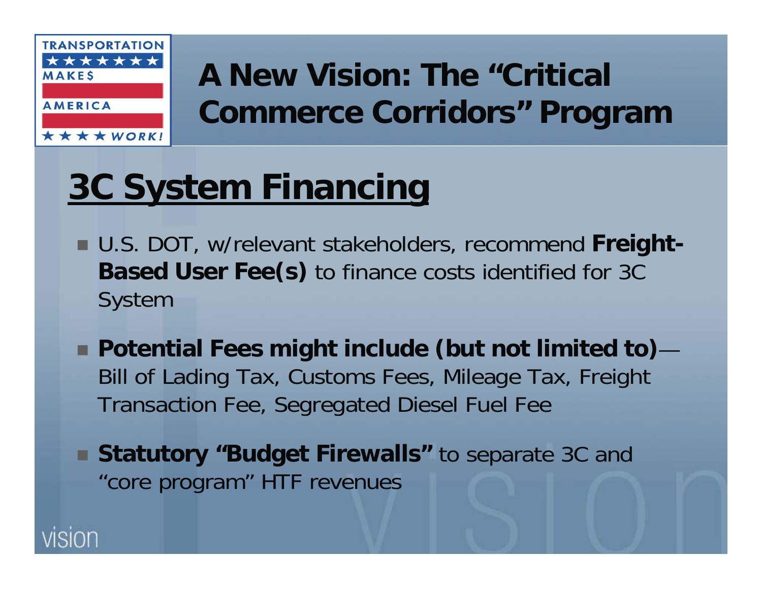# A New Vision: The "Critical Commerce Corridors" Program

## 3C System Financing

- U.S. DOT, w/relevant stakeholders, recommend **Freight-Based User Fee(s)** to finance costs identified for 3C System
- **Potential Fees might include (but not limited to)**—Bill of Lading Tax, Customs Fees, Mileage Tax, Freight Transaction Fee, Segregated Diesel Fuel Fee
- **Statutory "Budget Firewalls"** to separate 3C and "core program" HTF revenues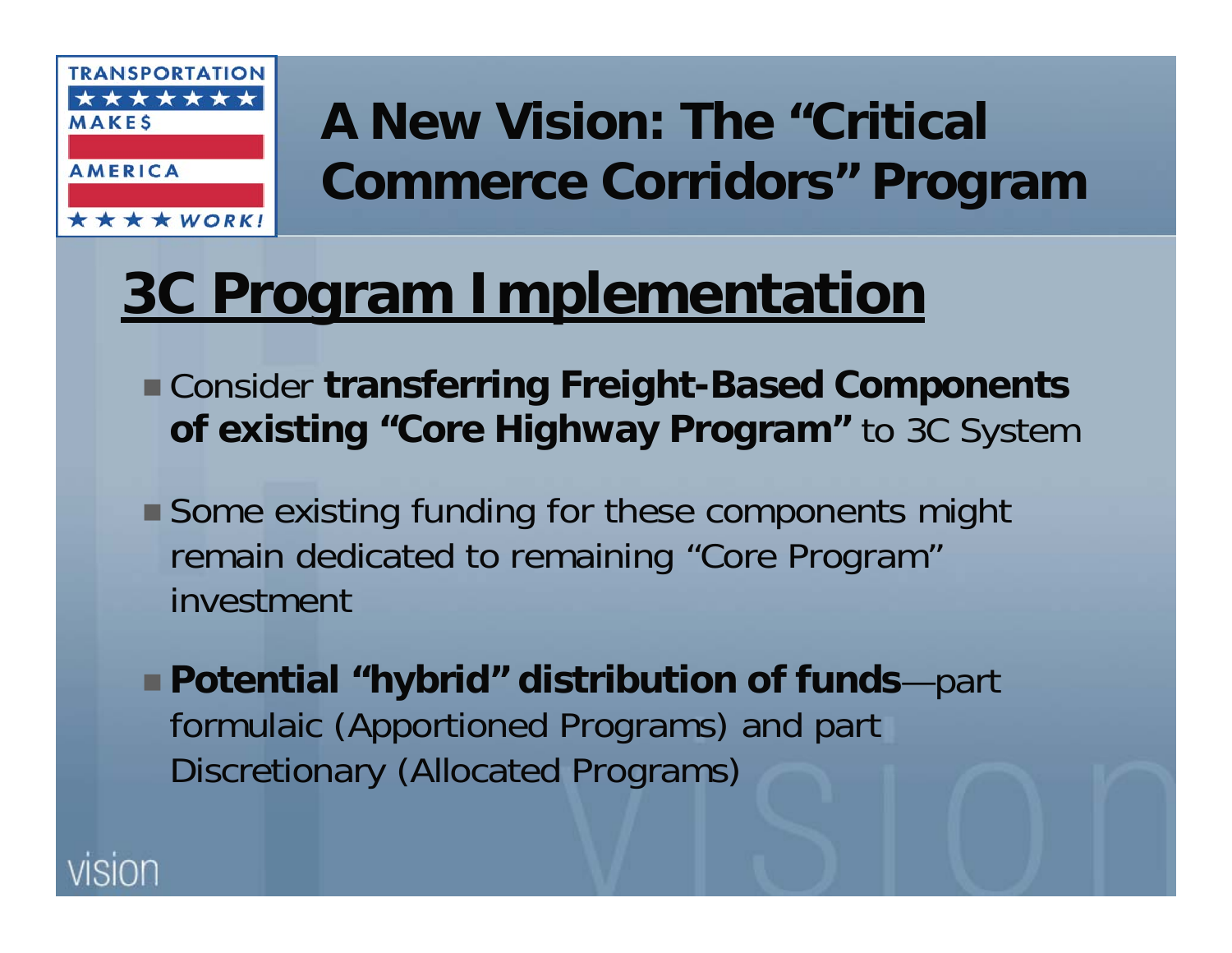# A New Vision: The "Critical Commerce Corridors" Program

## 3C Program Implementation

- Consider **transferring Freight-Based Components of existing "Core Highway Program"** to 3C System
- Some existing funding for these components might remain dedicated to remaining "Core Program" investment
- **Potential "hybrid" distribution of funds**—part formulaic (Apportioned Programs) and part Discretionary (Allocated Programs)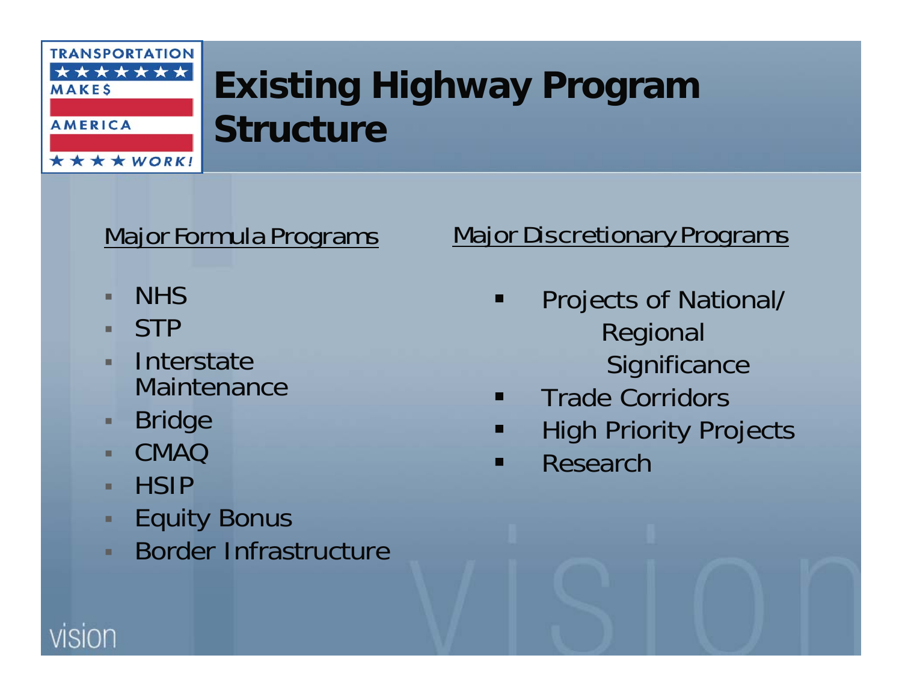# Existing Highway Program Structure

Major Formula Programs

- NHS
- STP
- Interstate Maintenance
- Bridge
- CMAQ
- HSIP
- Equity Bonus
- Border Infrastructure

Major Discretionary Programs

- Projects of National/ Regional Significance
- Trade Corridors
- High Priority Projects
- Research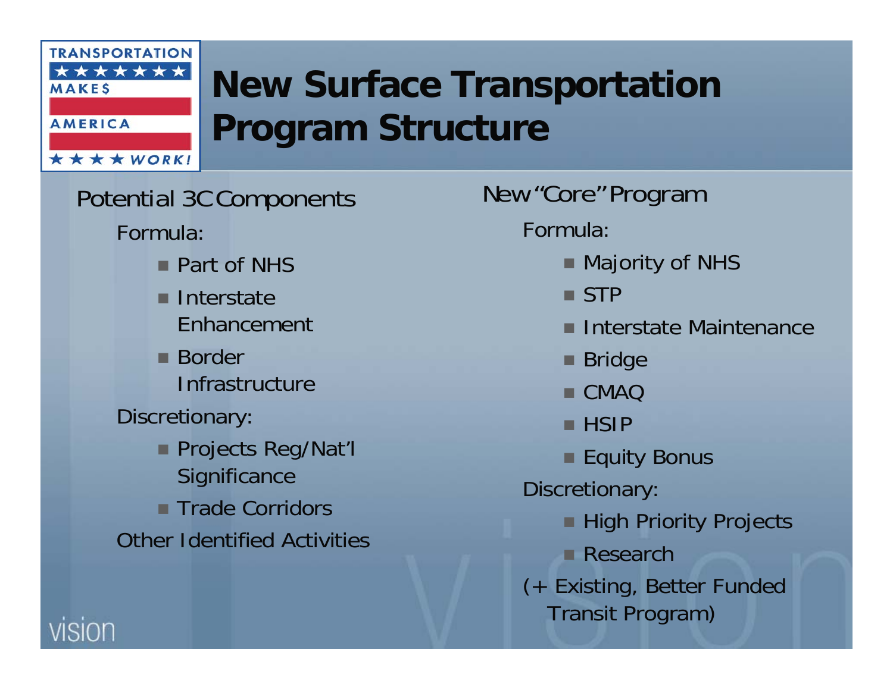# New Surface Transportation Program Structure

## Potential 3C Components

Formula:

- Part of NHS
- Interstate Enhancement
- Border Infrastructure

Discretionary:

- Projects Reg/Nat'l Significance
- Trade Corridors

Other Identified Activities

## New "Core" Program

Formula:

- Majority of NHS
- STP
- Interstate Maintenance
- Bridge
- CMAQ
- HSIP
- Equity Bonus

Discretionary:

- High Priority Projects
- Research

(+ Existing, Better Funded Transit Program)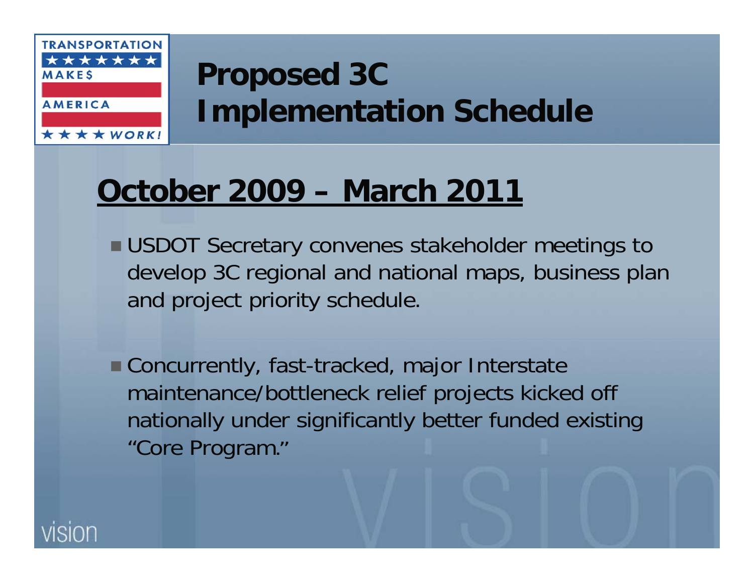# Proposed 3C Implementation Schedule

## October 2009 – March 2011

- USDOT Secretary convenes stakeholder meetings to develop 3C regional and national maps, business plan and project priority schedule.

- Concurrently, fast-tracked, major Interstate maintenance/bottleneck relief projects kicked off nationally under significantly better funded existing "Core Program."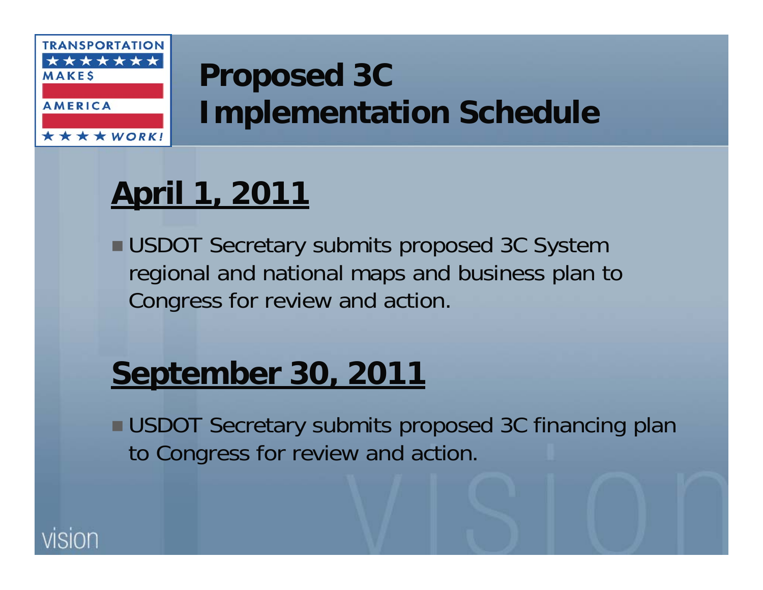# Proposed 3C Implementation Schedule

## April 1, 2011

- USDOT Secretary submits proposed 3C System regional and national maps and business plan to Congress for review and action.

## September 30, 2011

- USDOT Secretary submits proposed 3C financing plan to Congress for review and action.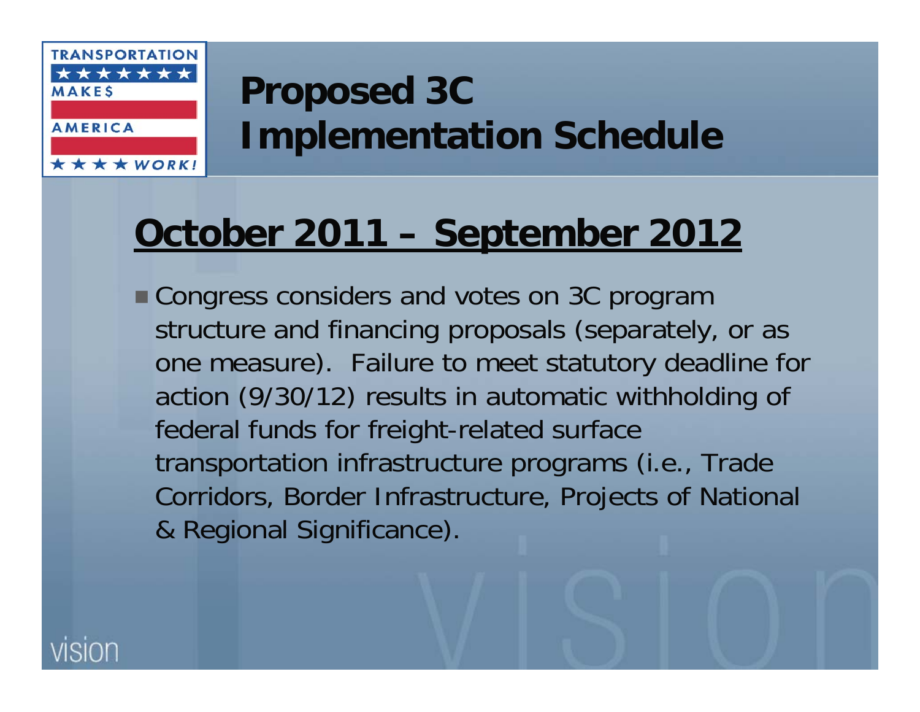# Proposed 3C Implementation Schedule

## <u>October 2011 – September 2012</u>

- Congress considers and votes on 3C program structure and financing proposals (separately, or as one measure). Failure to meet statutory deadline for action (9/30/12) results in automatic withholding of federal funds for freight-related surface transportation infrastructure programs (i.e., Trade Corridors, Border Infrastructure, Projects of National & Regional Significance).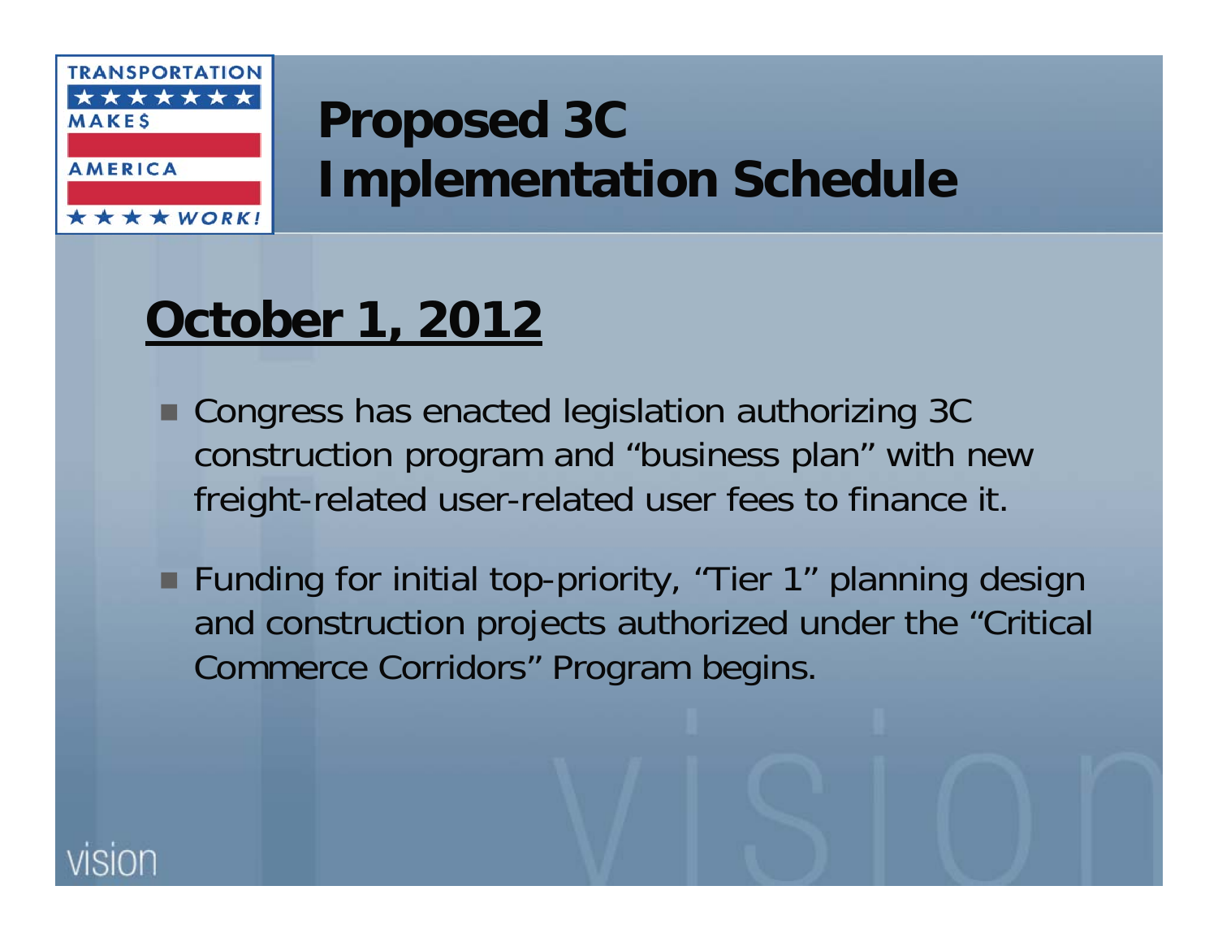# Proposed 3C Implementation Schedule

## October 1, 2012

- Congress has enacted legislation authorizing 3C construction program and "business plan" with new freight-related user-related user fees to finance it.
- Funding for initial top-priority, "Tier 1" planning design and construction projects authorized under the "Critical Commerce Corridors" Program begins.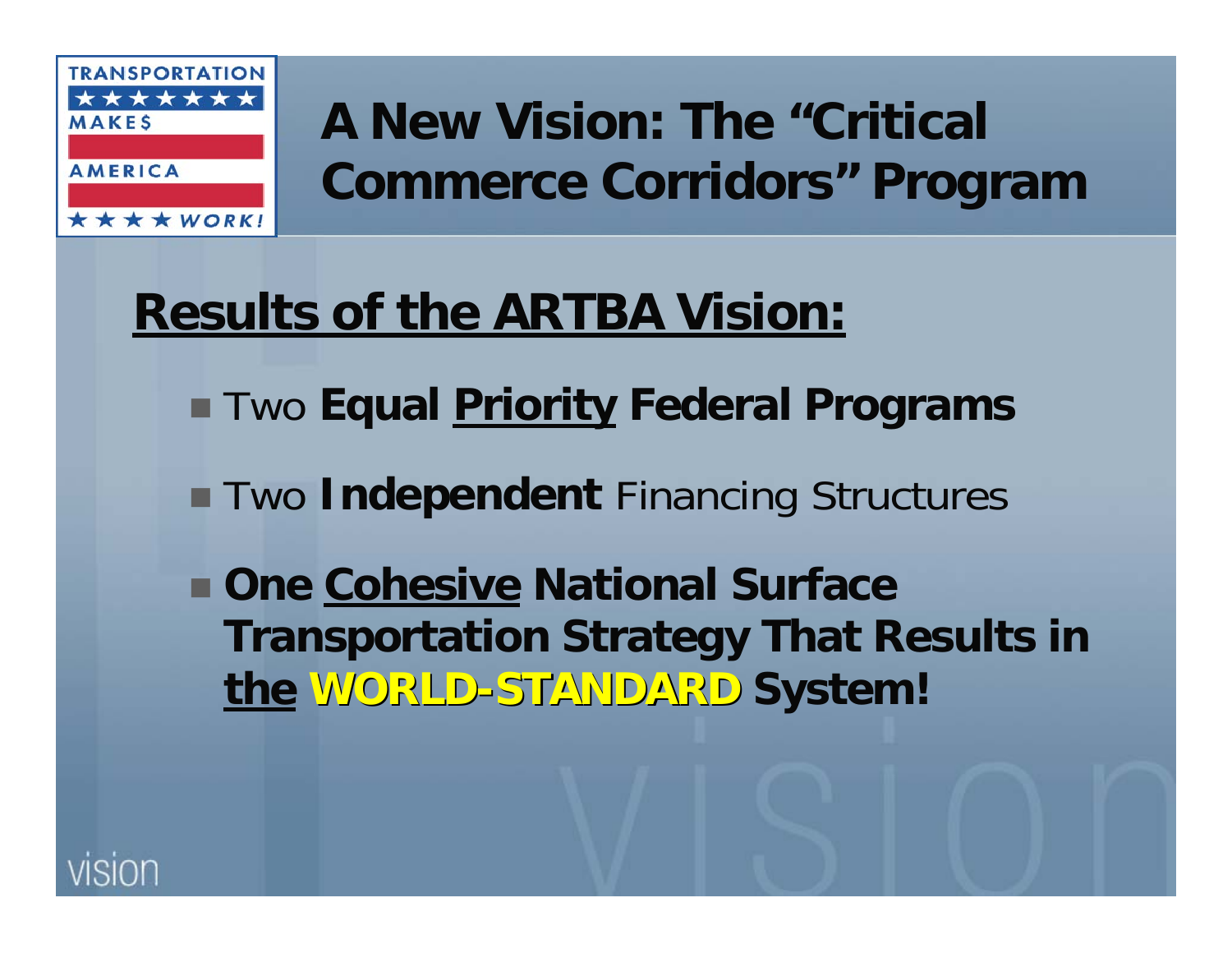# A New Vision: The "Critical Commerce Corridors" Program

## Results of the ARTBA Vision:

- Two **Equal Priority Federal Programs**
- Two **Independent** Financing Structures
- **One Cohesive National Surface Transportation Strategy That Results in the WORLD-STANDARD System!**